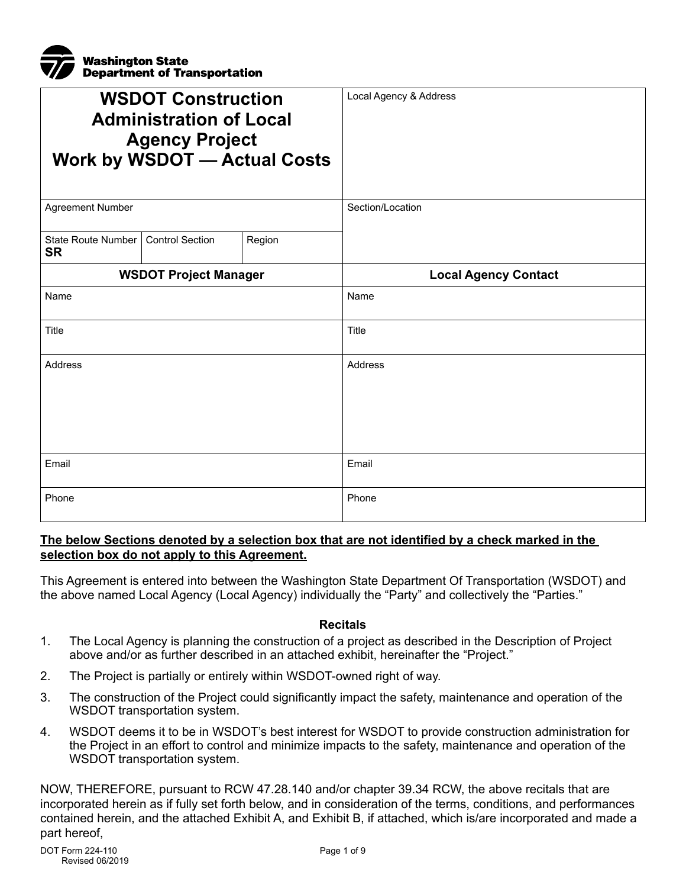Washington State Department of Transportation

| WSDOT Construction Administration of Local Agency Project Work by WSDOT — Actual Costs | | | Local Agency & Address |
|---|---|---|---|
| Agreement Number | | | Section/Location |
| State Route Number SR | Control Section | Region | |
| **WSDOT Project Manager** | | | **Local Agency Contact** |
| Name | | | Name |
| Title | | | Title |
| Address | | | Address |
| Email | | | Email |
| Phone | | | Phone |

**The below Sections denoted by a selection box that are not identified by a check marked in the selection box do not apply to this Agreement.**

This Agreement is entered into between the Washington State Department Of Transportation (WSDOT) and the above named Local Agency (Local Agency) individually the "Party" and collectively the "Parties."

**Recitals**

1. The Local Agency is planning the construction of a project as described in the Description of Project above and/or as further described in an attached exhibit, hereinafter the "Project."
2. The Project is partially or entirely within WSDOT-owned right of way.
3. The construction of the Project could significantly impact the safety, maintenance and operation of the WSDOT transportation system.
4. WSDOT deems it to be in WSDOT's best interest for WSDOT to provide construction administration for the Project in an effort to control and minimize impacts to the safety, maintenance and operation of the WSDOT transportation system.

NOW, THEREFORE, pursuant to RCW 47.28.140 and/or chapter 39.34 RCW, the above recitals that are incorporated herein as if fully set forth below, and in consideration of the terms, conditions, and performances contained herein, and the attached Exhibit A, and Exhibit B, if attached, which is/are incorporated and made a part hereof,

DOT Form 224-110
Revised 06/2019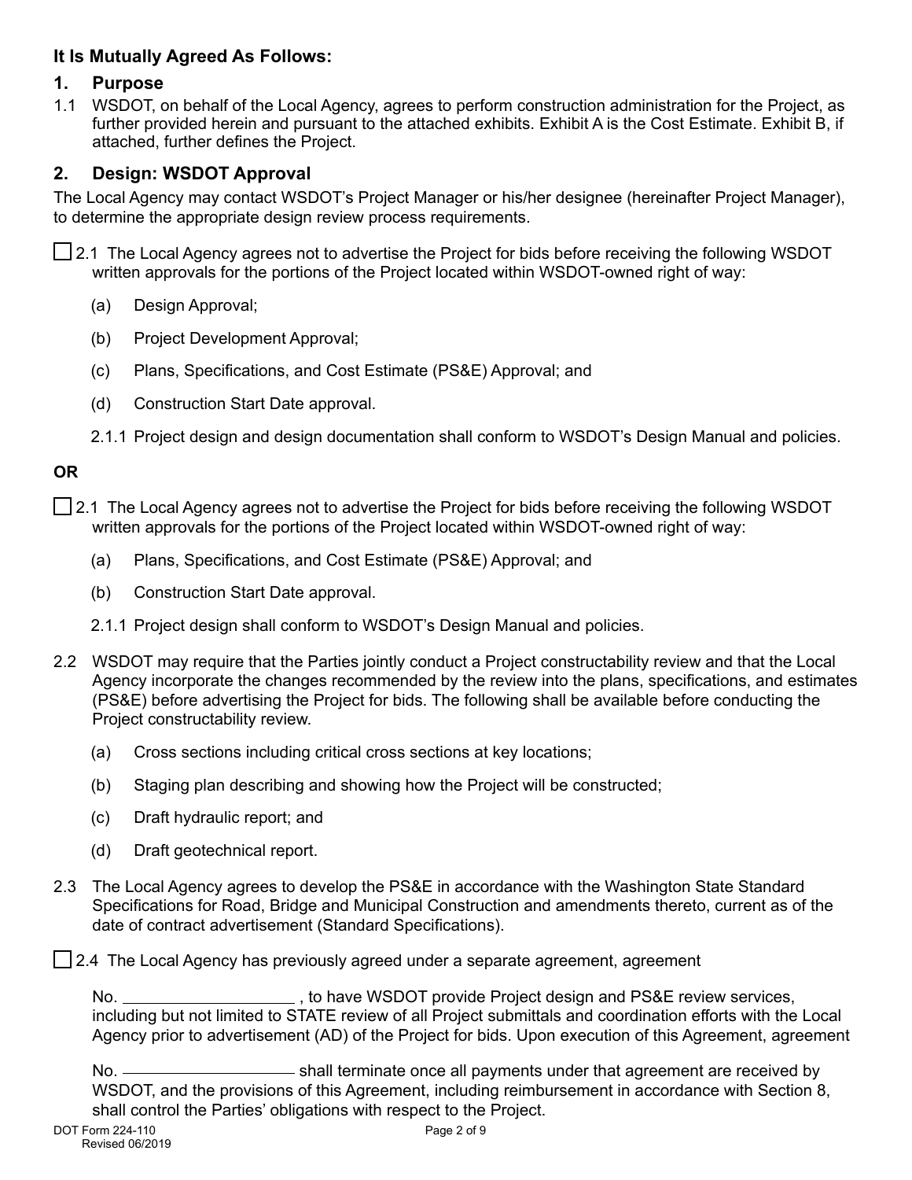## It Is Mutually Agreed As Follows:

### 1. Purpose

1.1 WSDOT, on behalf of the Local Agency, agrees to perform construction administration for the Project, as further provided herein and pursuant to the attached exhibits. Exhibit A is the Cost Estimate. Exhibit B, if attached, further defines the Project.

### 2. Design: WSDOT Approval

The Local Agency may contact WSDOT's Project Manager or his/her designee (hereinafter Project Manager), to determine the appropriate design review process requirements.

☐ 2.1 The Local Agency agrees not to advertise the Project for bids before receiving the following WSDOT written approvals for the portions of the Project located within WSDOT-owned right of way:

(a) Design Approval;

(b) Project Development Approval;

(c) Plans, Specifications, and Cost Estimate (PS&E) Approval; and

(d) Construction Start Date approval.

2.1.1 Project design and design documentation shall conform to WSDOT's Design Manual and policies.

**OR**

☐ 2.1 The Local Agency agrees not to advertise the Project for bids before receiving the following WSDOT written approvals for the portions of the Project located within WSDOT-owned right of way:

(a) Plans, Specifications, and Cost Estimate (PS&E) Approval; and

(b) Construction Start Date approval.

2.1.1 Project design shall conform to WSDOT's Design Manual and policies.

2.2 WSDOT may require that the Parties jointly conduct a Project constructability review and that the Local Agency incorporate the changes recommended by the review into the plans, specifications, and estimates (PS&E) before advertising the Project for bids. The following shall be available before conducting the Project constructability review.

(a) Cross sections including critical cross sections at key locations;

(b) Staging plan describing and showing how the Project will be constructed;

(c) Draft hydraulic report; and

(d) Draft geotechnical report.

2.3 The Local Agency agrees to develop the PS&E in accordance with the Washington State Standard Specifications for Road, Bridge and Municipal Construction and amendments thereto, current as of the date of contract advertisement (Standard Specifications).

☐ 2.4 The Local Agency has previously agreed under a separate agreement, agreement

No. ____________________ , to have WSDOT provide Project design and PS&E review services, including but not limited to STATE review of all Project submittals and coordination efforts with the Local Agency prior to advertisement (AD) of the Project for bids. Upon execution of this Agreement, agreement

No. ____________________ shall terminate once all payments under that agreement are received by WSDOT, and the provisions of this Agreement, including reimbursement in accordance with Section 8, shall control the Parties' obligations with respect to the Project.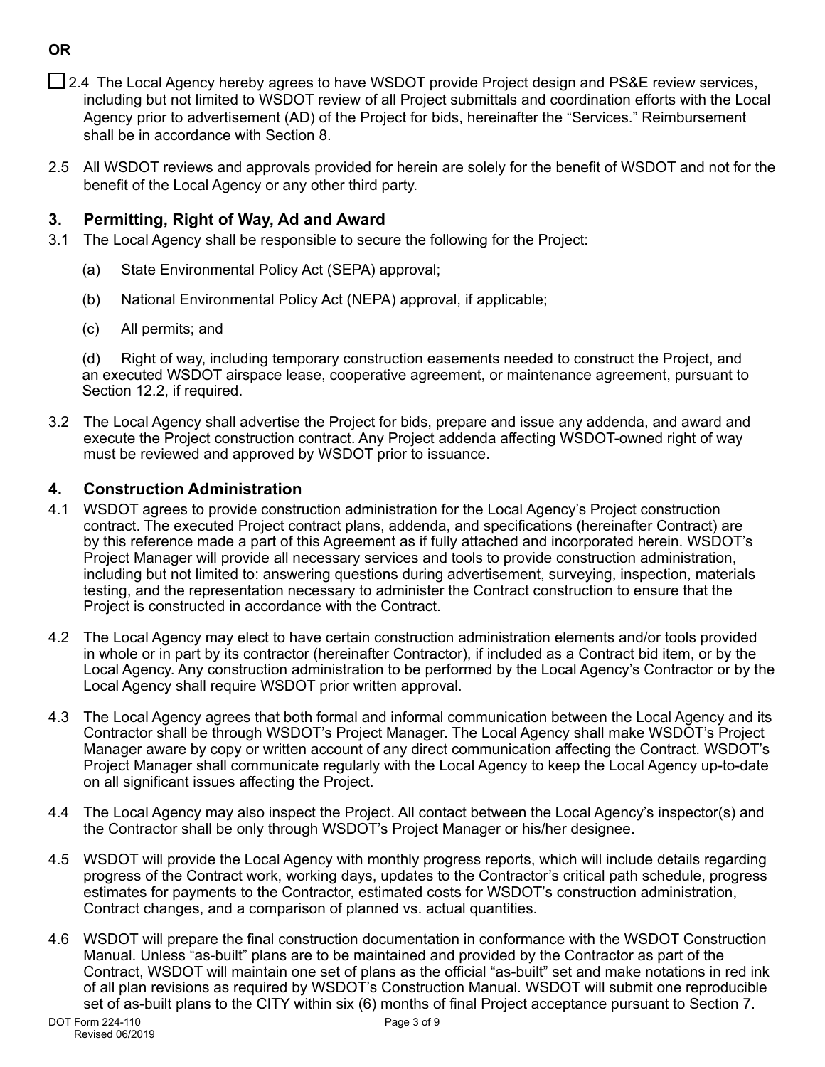**OR**

☐ 2.4 The Local Agency hereby agrees to have WSDOT provide Project design and PS&E review services, including but not limited to WSDOT review of all Project submittals and coordination efforts with the Local Agency prior to advertisement (AD) of the Project for bids, hereinafter the "Services." Reimbursement shall be in accordance with Section 8.

2.5 All WSDOT reviews and approvals provided for herein are solely for the benefit of WSDOT and not for the benefit of the Local Agency or any other third party.

## 3. Permitting, Right of Way, Ad and Award

3.1 The Local Agency shall be responsible to secure the following for the Project:

(a) State Environmental Policy Act (SEPA) approval;

(b) National Environmental Policy Act (NEPA) approval, if applicable;

(c) All permits; and

(d) Right of way, including temporary construction easements needed to construct the Project, and an executed WSDOT airspace lease, cooperative agreement, or maintenance agreement, pursuant to Section 12.2, if required.

3.2 The Local Agency shall advertise the Project for bids, prepare and issue any addenda, and award and execute the Project construction contract. Any Project addenda affecting WSDOT-owned right of way must be reviewed and approved by WSDOT prior to issuance.

## 4. Construction Administration

4.1 WSDOT agrees to provide construction administration for the Local Agency's Project construction contract. The executed Project contract plans, addenda, and specifications (hereinafter Contract) are by this reference made a part of this Agreement as if fully attached and incorporated herein. WSDOT's Project Manager will provide all necessary services and tools to provide construction administration, including but not limited to: answering questions during advertisement, surveying, inspection, materials testing, and the representation necessary to administer the Contract construction to ensure that the Project is constructed in accordance with the Contract.

4.2 The Local Agency may elect to have certain construction administration elements and/or tools provided in whole or in part by its contractor (hereinafter Contractor), if included as a Contract bid item, or by the Local Agency. Any construction administration to be performed by the Local Agency's Contractor or by the Local Agency shall require WSDOT prior written approval.

4.3 The Local Agency agrees that both formal and informal communication between the Local Agency and its Contractor shall be through WSDOT's Project Manager. The Local Agency shall make WSDOT's Project Manager aware by copy or written account of any direct communication affecting the Contract. WSDOT's Project Manager shall communicate regularly with the Local Agency to keep the Local Agency up-to-date on all significant issues affecting the Project.

4.4 The Local Agency may also inspect the Project. All contact between the Local Agency's inspector(s) and the Contractor shall be only through WSDOT's Project Manager or his/her designee.

4.5 WSDOT will provide the Local Agency with monthly progress reports, which will include details regarding progress of the Contract work, working days, updates to the Contractor's critical path schedule, progress estimates for payments to the Contractor, estimated costs for WSDOT's construction administration, Contract changes, and a comparison of planned vs. actual quantities.

4.6 WSDOT will prepare the final construction documentation in conformance with the WSDOT Construction Manual. Unless "as-built" plans are to be maintained and provided by the Contractor as part of the Contract, WSDOT will maintain one set of plans as the official "as-built" set and make notations in red ink of all plan revisions as required by WSDOT's Construction Manual. WSDOT will submit one reproducible set of as-built plans to the CITY within six (6) months of final Project acceptance pursuant to Section 7.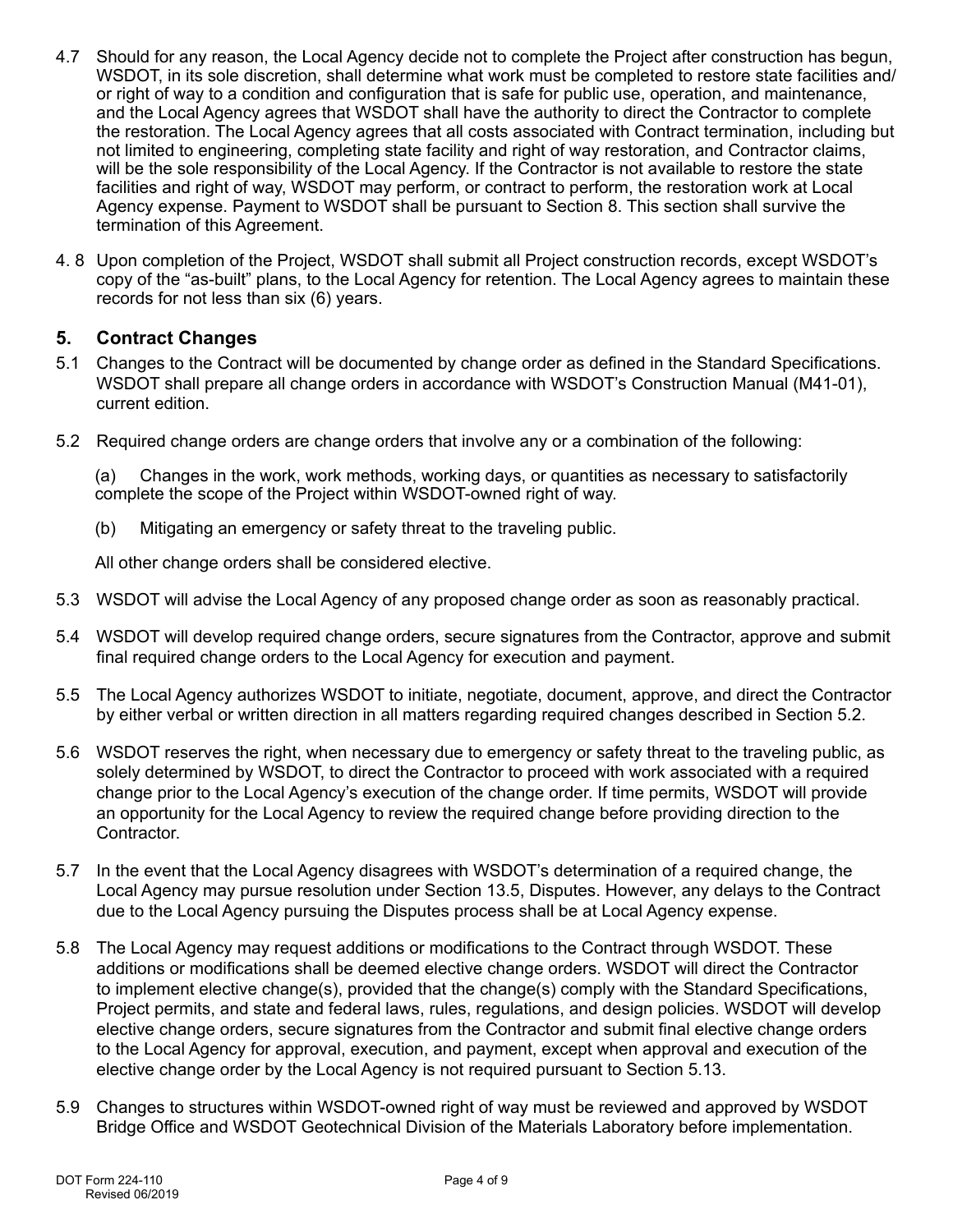4.7 Should for any reason, the Local Agency decide not to complete the Project after construction has begun, WSDOT, in its sole discretion, shall determine what work must be completed to restore state facilities and/or right of way to a condition and configuration that is safe for public use, operation, and maintenance, and the Local Agency agrees that WSDOT shall have the authority to direct the Contractor to complete the restoration. The Local Agency agrees that all costs associated with Contract termination, including but not limited to engineering, completing state facility and right of way restoration, and Contractor claims, will be the sole responsibility of the Local Agency. If the Contractor is not available to restore the state facilities and right of way, WSDOT may perform, or contract to perform, the restoration work at Local Agency expense. Payment to WSDOT shall be pursuant to Section 8. This section shall survive the termination of this Agreement.

4. 8 Upon completion of the Project, WSDOT shall submit all Project construction records, except WSDOT's copy of the "as-built" plans, to the Local Agency for retention. The Local Agency agrees to maintain these records for not less than six (6) years.

## 5. Contract Changes

5.1 Changes to the Contract will be documented by change order as defined in the Standard Specifications. WSDOT shall prepare all change orders in accordance with WSDOT's Construction Manual (M41-01), current edition.

5.2 Required change orders are change orders that involve any or a combination of the following:

(a) Changes in the work, work methods, working days, or quantities as necessary to satisfactorily complete the scope of the Project within WSDOT-owned right of way.

(b) Mitigating an emergency or safety threat to the traveling public.

All other change orders shall be considered elective.

5.3 WSDOT will advise the Local Agency of any proposed change order as soon as reasonably practical.

5.4 WSDOT will develop required change orders, secure signatures from the Contractor, approve and submit final required change orders to the Local Agency for execution and payment.

5.5 The Local Agency authorizes WSDOT to initiate, negotiate, document, approve, and direct the Contractor by either verbal or written direction in all matters regarding required changes described in Section 5.2.

5.6 WSDOT reserves the right, when necessary due to emergency or safety threat to the traveling public, as solely determined by WSDOT, to direct the Contractor to proceed with work associated with a required change prior to the Local Agency's execution of the change order. If time permits, WSDOT will provide an opportunity for the Local Agency to review the required change before providing direction to the Contractor.

5.7 In the event that the Local Agency disagrees with WSDOT's determination of a required change, the Local Agency may pursue resolution under Section 13.5, Disputes. However, any delays to the Contract due to the Local Agency pursuing the Disputes process shall be at Local Agency expense.

5.8 The Local Agency may request additions or modifications to the Contract through WSDOT. These additions or modifications shall be deemed elective change orders. WSDOT will direct the Contractor to implement elective change(s), provided that the change(s) comply with the Standard Specifications, Project permits, and state and federal laws, rules, regulations, and design policies. WSDOT will develop elective change orders, secure signatures from the Contractor and submit final elective change orders to the Local Agency for approval, execution, and payment, except when approval and execution of the elective change order by the Local Agency is not required pursuant to Section 5.13.

5.9 Changes to structures within WSDOT-owned right of way must be reviewed and approved by WSDOT Bridge Office and WSDOT Geotechnical Division of the Materials Laboratory before implementation.

DOT Form 224-110
Revised 06/2019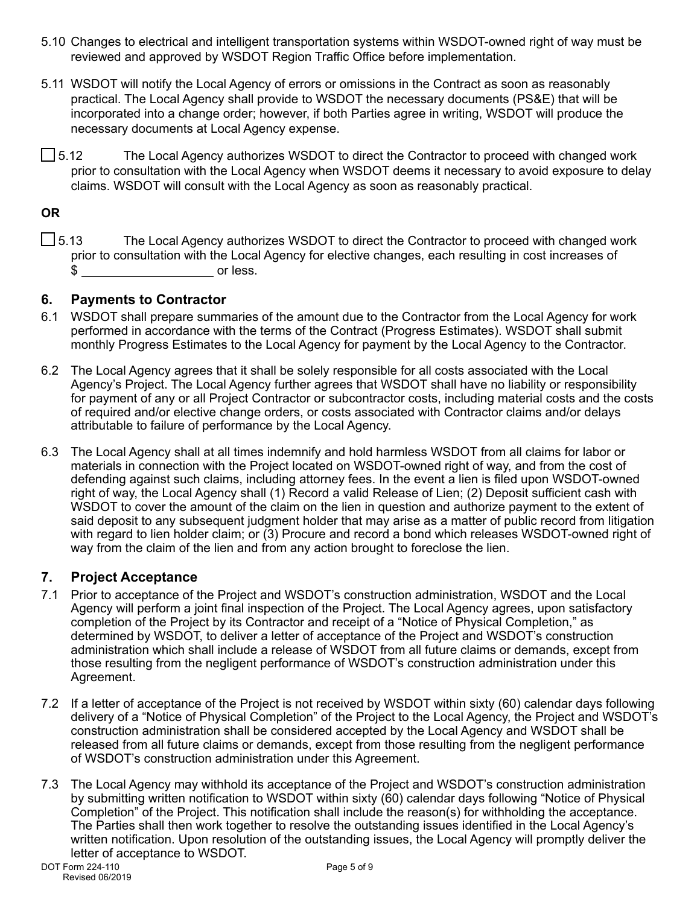5.10 Changes to electrical and intelligent transportation systems within WSDOT-owned right of way must be reviewed and approved by WSDOT Region Traffic Office before implementation.

5.11 WSDOT will notify the Local Agency of errors or omissions in the Contract as soon as reasonably practical. The Local Agency shall provide to WSDOT the necessary documents (PS&E) that will be incorporated into a change order; however, if both Parties agree in writing, WSDOT will produce the necessary documents at Local Agency expense.

☐ 5.12 The Local Agency authorizes WSDOT to direct the Contractor to proceed with changed work prior to consultation with the Local Agency when WSDOT deems it necessary to avoid exposure to delay claims. WSDOT will consult with the Local Agency as soon as reasonably practical.

**OR**

☐ 5.13 The Local Agency authorizes WSDOT to direct the Contractor to proceed with changed work prior to consultation with the Local Agency for elective changes, each resulting in cost increases of $ ___________________ or less.

## 6. Payments to Contractor

6.1 WSDOT shall prepare summaries of the amount due to the Contractor from the Local Agency for work performed in accordance with the terms of the Contract (Progress Estimates). WSDOT shall submit monthly Progress Estimates to the Local Agency for payment by the Local Agency to the Contractor.

6.2 The Local Agency agrees that it shall be solely responsible for all costs associated with the Local Agency's Project. The Local Agency further agrees that WSDOT shall have no liability or responsibility for payment of any or all Project Contractor or subcontractor costs, including material costs and the costs of required and/or elective change orders, or costs associated with Contractor claims and/or delays attributable to failure of performance by the Local Agency.

6.3 The Local Agency shall at all times indemnify and hold harmless WSDOT from all claims for labor or materials in connection with the Project located on WSDOT-owned right of way, and from the cost of defending against such claims, including attorney fees. In the event a lien is filed upon WSDOT-owned right of way, the Local Agency shall (1) Record a valid Release of Lien; (2) Deposit sufficient cash with WSDOT to cover the amount of the claim on the lien in question and authorize payment to the extent of said deposit to any subsequent judgment holder that may arise as a matter of public record from litigation with regard to lien holder claim; or (3) Procure and record a bond which releases WSDOT-owned right of way from the claim of the lien and from any action brought to foreclose the lien.

## 7. Project Acceptance

7.1 Prior to acceptance of the Project and WSDOT's construction administration, WSDOT and the Local Agency will perform a joint final inspection of the Project. The Local Agency agrees, upon satisfactory completion of the Project by its Contractor and receipt of a "Notice of Physical Completion," as determined by WSDOT, to deliver a letter of acceptance of the Project and WSDOT's construction administration which shall include a release of WSDOT from all future claims or demands, except from those resulting from the negligent performance of WSDOT's construction administration under this Agreement.

7.2 If a letter of acceptance of the Project is not received by WSDOT within sixty (60) calendar days following delivery of a "Notice of Physical Completion" of the Project to the Local Agency, the Project and WSDOT's construction administration shall be considered accepted by the Local Agency and WSDOT shall be released from all future claims or demands, except from those resulting from the negligent performance of WSDOT's construction administration under this Agreement.

7.3 The Local Agency may withhold its acceptance of the Project and WSDOT's construction administration by submitting written notification to WSDOT within sixty (60) calendar days following "Notice of Physical Completion" of the Project. This notification shall include the reason(s) for withholding the acceptance. The Parties shall then work together to resolve the outstanding issues identified in the Local Agency's written notification. Upon resolution of the outstanding issues, the Local Agency will promptly deliver the letter of acceptance to WSDOT.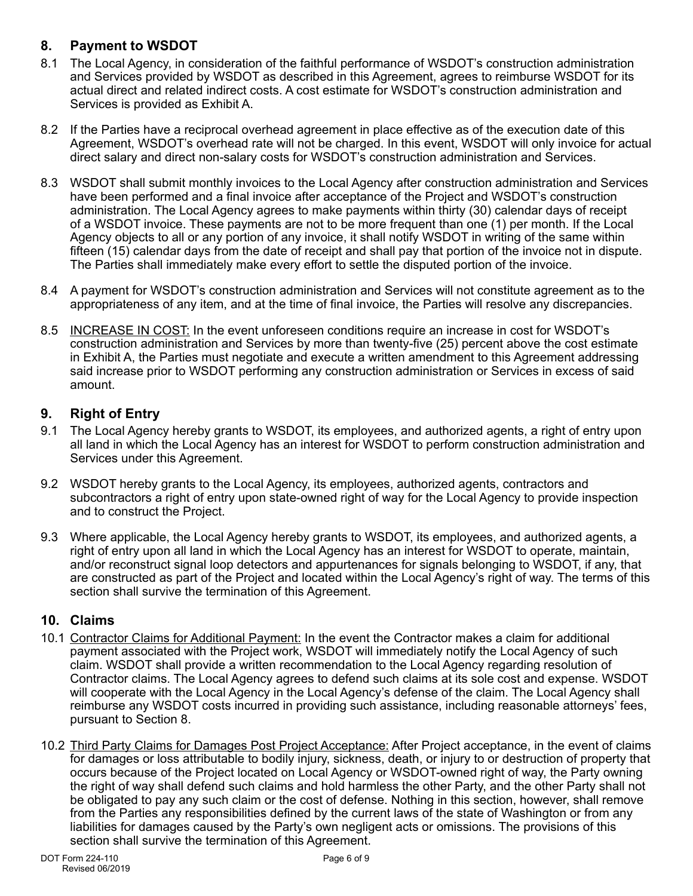## 8. Payment to WSDOT

8.1 The Local Agency, in consideration of the faithful performance of WSDOT's construction administration and Services provided by WSDOT as described in this Agreement, agrees to reimburse WSDOT for its actual direct and related indirect costs. A cost estimate for WSDOT's construction administration and Services is provided as Exhibit A.

8.2 If the Parties have a reciprocal overhead agreement in place effective as of the execution date of this Agreement, WSDOT's overhead rate will not be charged. In this event, WSDOT will only invoice for actual direct salary and direct non-salary costs for WSDOT's construction administration and Services.

8.3 WSDOT shall submit monthly invoices to the Local Agency after construction administration and Services have been performed and a final invoice after acceptance of the Project and WSDOT's construction administration. The Local Agency agrees to make payments within thirty (30) calendar days of receipt of a WSDOT invoice. These payments are not to be more frequent than one (1) per month. If the Local Agency objects to all or any portion of any invoice, it shall notify WSDOT in writing of the same within fifteen (15) calendar days from the date of receipt and shall pay that portion of the invoice not in dispute. The Parties shall immediately make every effort to settle the disputed portion of the invoice.

8.4 A payment for WSDOT's construction administration and Services will not constitute agreement as to the appropriateness of any item, and at the time of final invoice, the Parties will resolve any discrepancies.

8.5 <u>INCREASE IN COST:</u> In the event unforeseen conditions require an increase in cost for WSDOT's construction administration and Services by more than twenty-five (25) percent above the cost estimate in Exhibit A, the Parties must negotiate and execute a written amendment to this Agreement addressing said increase prior to WSDOT performing any construction administration or Services in excess of said amount.

## 9. Right of Entry

9.1 The Local Agency hereby grants to WSDOT, its employees, and authorized agents, a right of entry upon all land in which the Local Agency has an interest for WSDOT to perform construction administration and Services under this Agreement.

9.2 WSDOT hereby grants to the Local Agency, its employees, authorized agents, contractors and subcontractors a right of entry upon state-owned right of way for the Local Agency to provide inspection and to construct the Project.

9.3 Where applicable, the Local Agency hereby grants to WSDOT, its employees, and authorized agents, a right of entry upon all land in which the Local Agency has an interest for WSDOT to operate, maintain, and/or reconstruct signal loop detectors and appurtenances for signals belonging to WSDOT, if any, that are constructed as part of the Project and located within the Local Agency's right of way. The terms of this section shall survive the termination of this Agreement.

## 10. Claims

10.1 <u>Contractor Claims for Additional Payment:</u> In the event the Contractor makes a claim for additional payment associated with the Project work, WSDOT will immediately notify the Local Agency of such claim. WSDOT shall provide a written recommendation to the Local Agency regarding resolution of Contractor claims. The Local Agency agrees to defend such claims at its sole cost and expense. WSDOT will cooperate with the Local Agency in the Local Agency's defense of the claim. The Local Agency shall reimburse any WSDOT costs incurred in providing such assistance, including reasonable attorneys' fees, pursuant to Section 8.

10.2 <u>Third Party Claims for Damages Post Project Acceptance:</u> After Project acceptance, in the event of claims for damages or loss attributable to bodily injury, sickness, death, or injury to or destruction of property that occurs because of the Project located on Local Agency or WSDOT-owned right of way, the Party owning the right of way shall defend such claims and hold harmless the other Party, and the other Party shall not be obligated to pay any such claim or the cost of defense. Nothing in this section, however, shall remove from the Parties any responsibilities defined by the current laws of the state of Washington or from any liabilities for damages caused by the Party's own negligent acts or omissions. The provisions of this section shall survive the termination of this Agreement.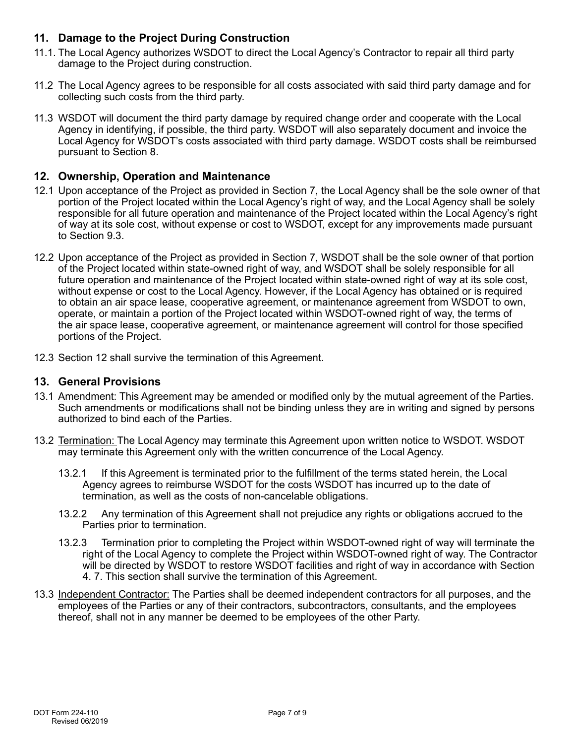## 11. Damage to the Project During Construction

11.1. The Local Agency authorizes WSDOT to direct the Local Agency's Contractor to repair all third party damage to the Project during construction.

11.2 The Local Agency agrees to be responsible for all costs associated with said third party damage and for collecting such costs from the third party.

11.3 WSDOT will document the third party damage by required change order and cooperate with the Local Agency in identifying, if possible, the third party. WSDOT will also separately document and invoice the Local Agency for WSDOT's costs associated with third party damage. WSDOT costs shall be reimbursed pursuant to Section 8.

## 12. Ownership, Operation and Maintenance

12.1 Upon acceptance of the Project as provided in Section 7, the Local Agency shall be the sole owner of that portion of the Project located within the Local Agency's right of way, and the Local Agency shall be solely responsible for all future operation and maintenance of the Project located within the Local Agency's right of way at its sole cost, without expense or cost to WSDOT, except for any improvements made pursuant to Section 9.3.

12.2 Upon acceptance of the Project as provided in Section 7, WSDOT shall be the sole owner of that portion of the Project located within state-owned right of way, and WSDOT shall be solely responsible for all future operation and maintenance of the Project located within state-owned right of way at its sole cost, without expense or cost to the Local Agency. However, if the Local Agency has obtained or is required to obtain an air space lease, cooperative agreement, or maintenance agreement from WSDOT to own, operate, or maintain a portion of the Project located within WSDOT-owned right of way, the terms of the air space lease, cooperative agreement, or maintenance agreement will control for those specified portions of the Project.

12.3 Section 12 shall survive the termination of this Agreement.

## 13. General Provisions

13.1 Amendment: This Agreement may be amended or modified only by the mutual agreement of the Parties. Such amendments or modifications shall not be binding unless they are in writing and signed by persons authorized to bind each of the Parties.

13.2 Termination: The Local Agency may terminate this Agreement upon written notice to WSDOT. WSDOT may terminate this Agreement only with the written concurrence of the Local Agency.

13.2.1 If this Agreement is terminated prior to the fulfillment of the terms stated herein, the Local Agency agrees to reimburse WSDOT for the costs WSDOT has incurred up to the date of termination, as well as the costs of non-cancelable obligations.

13.2.2 Any termination of this Agreement shall not prejudice any rights or obligations accrued to the Parties prior to termination.

13.2.3 Termination prior to completing the Project within WSDOT-owned right of way will terminate the right of the Local Agency to complete the Project within WSDOT-owned right of way. The Contractor will be directed by WSDOT to restore WSDOT facilities and right of way in accordance with Section 4. 7. This section shall survive the termination of this Agreement.

13.3 Independent Contractor: The Parties shall be deemed independent contractors for all purposes, and the employees of the Parties or any of their contractors, subcontractors, consultants, and the employees thereof, shall not in any manner be deemed to be employees of the other Party.

DOT Form 224-110
Revised 06/2019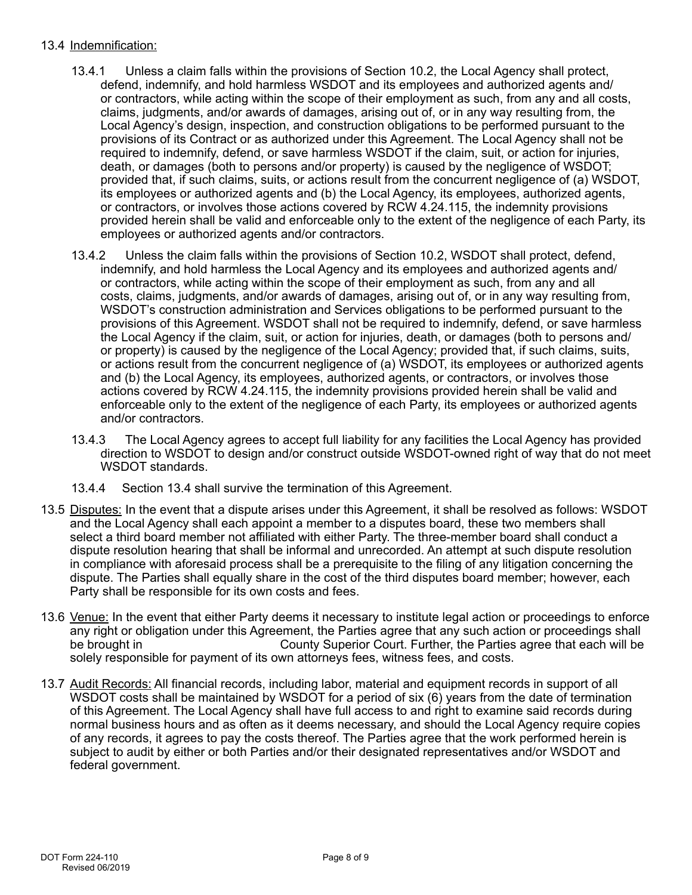13.4 Indemnification:

13.4.1 Unless a claim falls within the provisions of Section 10.2, the Local Agency shall protect, defend, indemnify, and hold harmless WSDOT and its employees and authorized agents and/or contractors, while acting within the scope of their employment as such, from any and all costs, claims, judgments, and/or awards of damages, arising out of, or in any way resulting from, the Local Agency's design, inspection, and construction obligations to be performed pursuant to the provisions of its Contract or as authorized under this Agreement. The Local Agency shall not be required to indemnify, defend, or save harmless WSDOT if the claim, suit, or action for injuries, death, or damages (both to persons and/or property) is caused by the negligence of WSDOT; provided that, if such claims, suits, or actions result from the concurrent negligence of (a) WSDOT, its employees or authorized agents and (b) the Local Agency, its employees, authorized agents, or contractors, or involves those actions covered by RCW 4.24.115, the indemnity provisions provided herein shall be valid and enforceable only to the extent of the negligence of each Party, its employees or authorized agents and/or contractors.

13.4.2 Unless the claim falls within the provisions of Section 10.2, WSDOT shall protect, defend, indemnify, and hold harmless the Local Agency and its employees and authorized agents and/or contractors, while acting within the scope of their employment as such, from any and all costs, claims, judgments, and/or awards of damages, arising out of, or in any way resulting from, WSDOT's construction administration and Services obligations to be performed pursuant to the provisions of this Agreement. WSDOT shall not be required to indemnify, defend, or save harmless the Local Agency if the claim, suit, or action for injuries, death, or damages (both to persons and/or property) is caused by the negligence of the Local Agency; provided that, if such claims, suits, or actions result from the concurrent negligence of (a) WSDOT, its employees or authorized agents and (b) the Local Agency, its employees, authorized agents, or contractors, or involves those actions covered by RCW 4.24.115, the indemnity provisions provided herein shall be valid and enforceable only to the extent of the negligence of each Party, its employees or authorized agents and/or contractors.

13.4.3 The Local Agency agrees to accept full liability for any facilities the Local Agency has provided direction to WSDOT to design and/or construct outside WSDOT-owned right of way that do not meet WSDOT standards.

13.4.4 Section 13.4 shall survive the termination of this Agreement.

13.5 Disputes: In the event that a dispute arises under this Agreement, it shall be resolved as follows: WSDOT and the Local Agency shall each appoint a member to a disputes board, these two members shall select a third board member not affiliated with either Party. The three-member board shall conduct a dispute resolution hearing that shall be informal and unrecorded. An attempt at such dispute resolution in compliance with aforesaid process shall be a prerequisite to the filing of any litigation concerning the dispute. The Parties shall equally share in the cost of the third disputes board member; however, each Party shall be responsible for its own costs and fees.

13.6 Venue: In the event that either Party deems it necessary to institute legal action or proceedings to enforce any right or obligation under this Agreement, the Parties agree that any such action or proceedings shall be brought in \_\_\_\_\_\_\_\_\_\_\_\_\_\_\_\_ County Superior Court. Further, the Parties agree that each will be solely responsible for payment of its own attorneys fees, witness fees, and costs.

13.7 Audit Records: All financial records, including labor, material and equipment records in support of all WSDOT costs shall be maintained by WSDOT for a period of six (6) years from the date of termination of this Agreement. The Local Agency shall have full access to and right to examine said records during normal business hours and as often as it deems necessary, and should the Local Agency require copies of any records, it agrees to pay the costs thereof. The Parties agree that the work performed herein is subject to audit by either or both Parties and/or their designated representatives and/or WSDOT and federal government.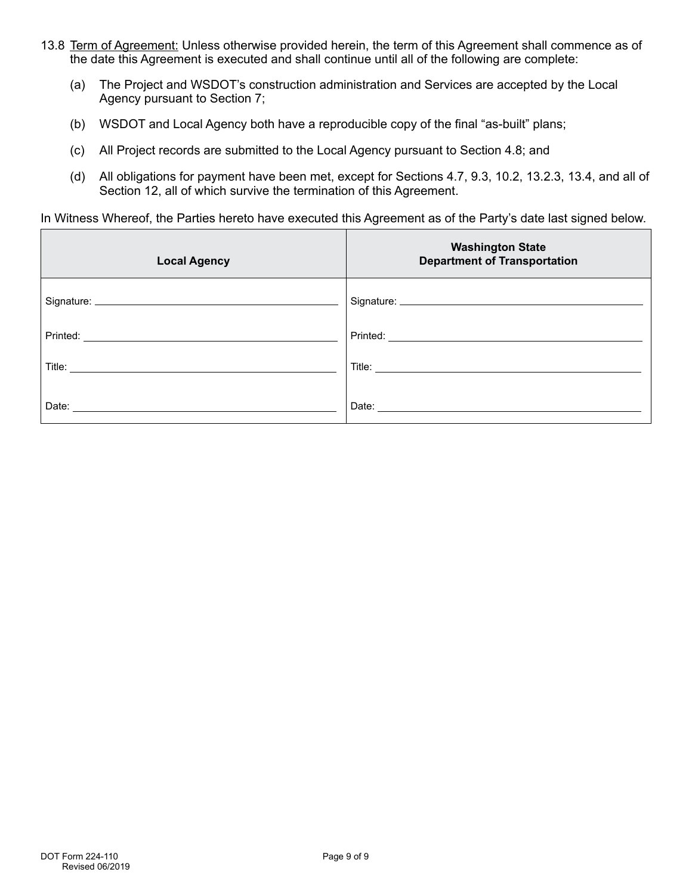13.8 Term of Agreement: Unless otherwise provided herein, the term of this Agreement shall commence as of the date this Agreement is executed and shall continue until all of the following are complete:

(a) The Project and WSDOT's construction administration and Services are accepted by the Local Agency pursuant to Section 7;

(b) WSDOT and Local Agency both have a reproducible copy of the final "as-built" plans;

(c) All Project records are submitted to the Local Agency pursuant to Section 4.8; and

(d) All obligations for payment have been met, except for Sections 4.7, 9.3, 10.2, 13.2.3, 13.4, and all of Section 12, all of which survive the termination of this Agreement.

In Witness Whereof, the Parties hereto have executed this Agreement as of the Party's date last signed below.

| **Local Agency** | **Washington State Department of Transportation** |
|---|---|
| Signature: | Signature: |
| Printed: | Printed: |
| Title: | Title: |
| Date: | Date: |

DOT Form 224-110
Revised 06/2019